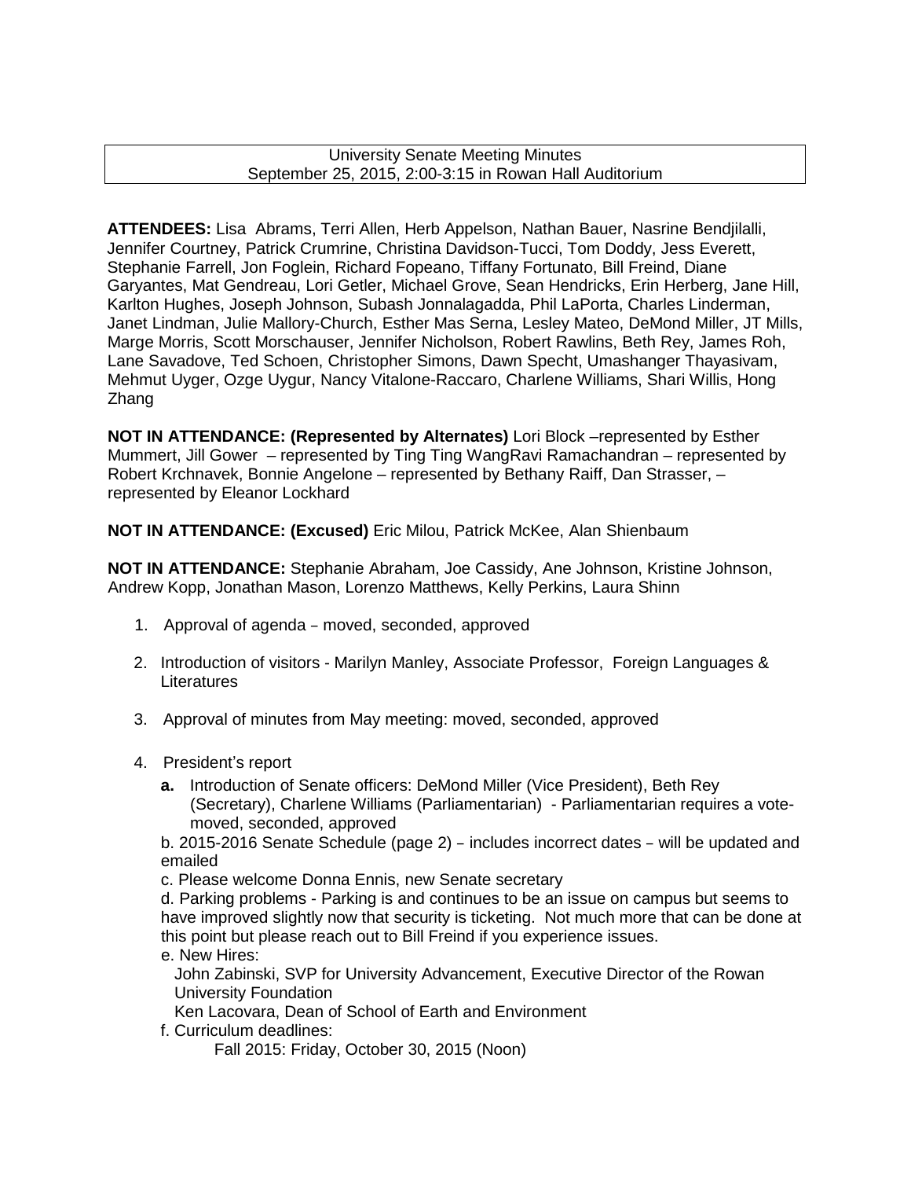University Senate Meeting Minutes
September 25, 2015, 2:00-3:15 in Rowan Hall Auditorium

**ATTENDEES:** Lisa Abrams, Terri Allen, Herb Appelson, Nathan Bauer, Nasrine Bendjilalli, Jennifer Courtney, Patrick Crumrine, Christina Davidson-Tucci, Tom Doddy, Jess Everett, Stephanie Farrell, Jon Foglein, Richard Fopeano, Tiffany Fortunato, Bill Freind, Diane Garyantes, Mat Gendreau, Lori Getler, Michael Grove, Sean Hendricks, Erin Herberg, Jane Hill, Karlton Hughes, Joseph Johnson, Subash Jonnalagadda, Phil LaPorta, Charles Linderman, Janet Lindman, Julie Mallory-Church, Esther Mas Serna, Lesley Mateo, DeMond Miller, JT Mills, Marge Morris, Scott Morschauser, Jennifer Nicholson, Robert Rawlins, Beth Rey, James Roh, Lane Savadove, Ted Schoen, Christopher Simons, Dawn Specht, Umashanger Thayasivam, Mehmut Uyger, Ozge Uygur, Nancy Vitalone-Raccaro, Charlene Williams, Shari Willis, Hong Zhang

**NOT IN ATTENDANCE: (Represented by Alternates)** Lori Block –represented by Esther Mummert, Jill Gower – represented by Ting Ting WangRavi Ramachandran – represented by Robert Krchnavek, Bonnie Angelone – represented by Bethany Raiff, Dan Strasser, – represented by Eleanor Lockhard

**NOT IN ATTENDANCE: (Excused)** Eric Milou, Patrick McKee, Alan Shienbaum

**NOT IN ATTENDANCE:** Stephanie Abraham, Joe Cassidy, Ane Johnson, Kristine Johnson, Andrew Kopp, Jonathan Mason, Lorenzo Matthews, Kelly Perkins, Laura Shinn

1. Approval of agenda – moved, seconded, approved

2. Introduction of visitors - Marilyn Manley, Associate Professor, Foreign Languages & Literatures

3. Approval of minutes from May meeting: moved, seconded, approved

4. President's report
   **a.** Introduction of Senate officers: DeMond Miller (Vice President), Beth Rey (Secretary), Charlene Williams (Parliamentarian) - Parliamentarian requires a vote- moved, seconded, approved

   b. 2015-2016 Senate Schedule (page 2) – includes incorrect dates – will be updated and emailed

   c. Please welcome Donna Ennis, new Senate secretary

   d. Parking problems - Parking is and continues to be an issue on campus but seems to have improved slightly now that security is ticketing. Not much more that can be done at this point but please reach out to Bill Freind if you experience issues.

   e. New Hires:
      John Zabinski, SVP for University Advancement, Executive Director of the Rowan University Foundation
      Ken Lacovara, Dean of School of Earth and Environment

   f. Curriculum deadlines:
      Fall 2015: Friday, October 30, 2015 (Noon)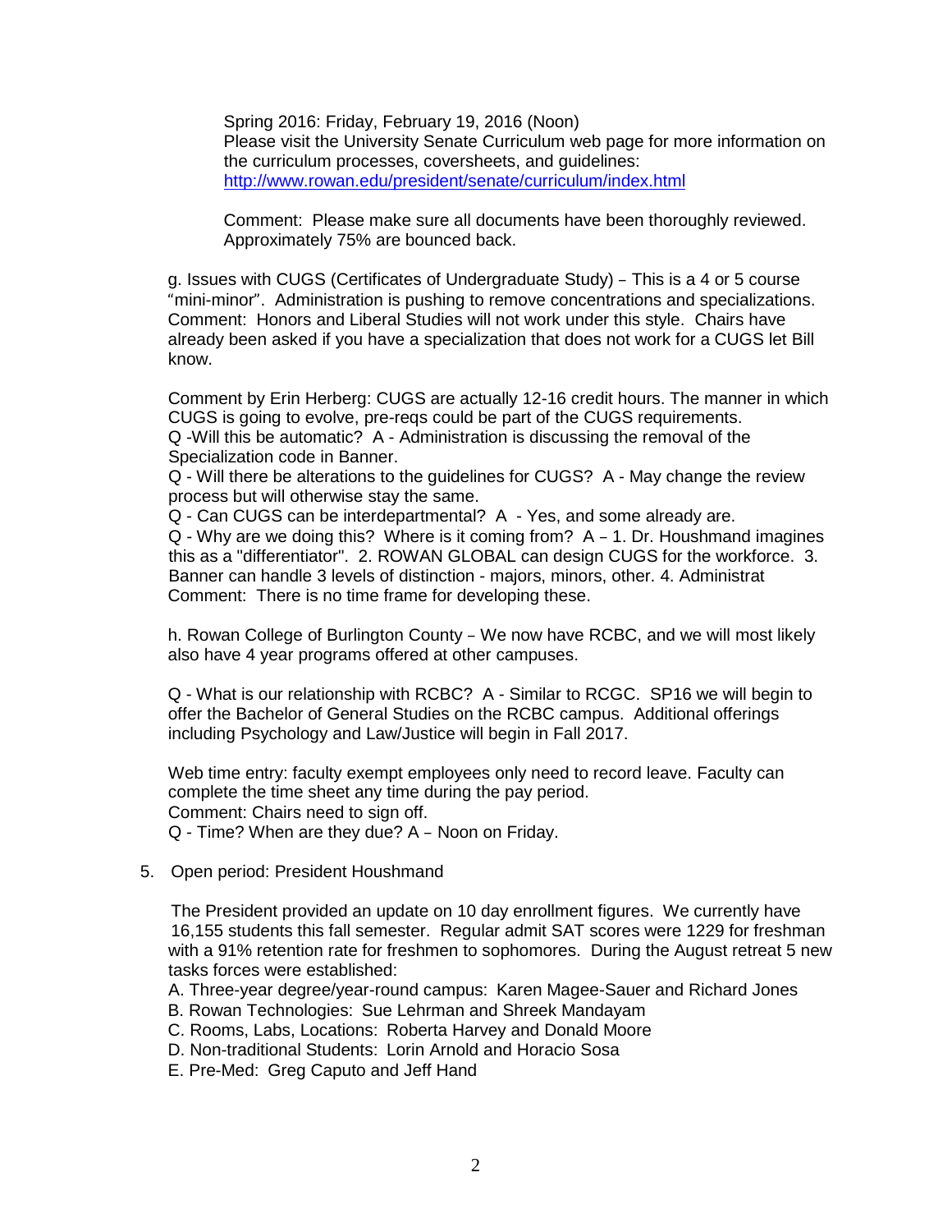Spring 2016: Friday, February 19, 2016 (Noon)
Please visit the University Senate Curriculum web page for more information on the curriculum processes, coversheets, and guidelines:
[http://www.rowan.edu/president/senate/curriculum/index.html](http://www.rowan.edu/president/senate/curriculum/index.html)

Comment: Please make sure all documents have been thoroughly reviewed. Approximately 75% are bounced back.

g. Issues with CUGS (Certificates of Undergraduate Study) – This is a 4 or 5 course "mini-minor". Administration is pushing to remove concentrations and specializations.
Comment: Honors and Liberal Studies will not work under this style. Chairs have already been asked if you have a specialization that does not work for a CUGS let Bill know.

Comment by Erin Herberg: CUGS are actually 12-16 credit hours. The manner in which CUGS is going to evolve, pre-reqs could be part of the CUGS requirements.
Q -Will this be automatic? A - Administration is discussing the removal of the Specialization code in Banner.
Q - Will there be alterations to the guidelines for CUGS? A - May change the review process but will otherwise stay the same.
Q - Can CUGS can be interdepartmental? A - Yes, and some already are.
Q - Why are we doing this? Where is it coming from? A – 1. Dr. Houshmand imagines this as a "differentiator". 2. ROWAN GLOBAL can design CUGS for the workforce. 3. Banner can handle 3 levels of distinction - majors, minors, other. 4. Administrat
Comment: There is no time frame for developing these.

h. Rowan College of Burlington County – We now have RCBC, and we will most likely also have 4 year programs offered at other campuses.

Q - What is our relationship with RCBC? A - Similar to RCGC. SP16 we will begin to offer the Bachelor of General Studies on the RCBC campus. Additional offerings including Psychology and Law/Justice will begin in Fall 2017.

Web time entry: faculty exempt employees only need to record leave. Faculty can complete the time sheet any time during the pay period.
Comment: Chairs need to sign off.
Q - Time? When are they due? A – Noon on Friday.

5. Open period: President Houshmand

The President provided an update on 10 day enrollment figures. We currently have 16,155 students this fall semester. Regular admit SAT scores were 1229 for freshman with a 91% retention rate for freshmen to sophomores. During the August retreat 5 new tasks forces were established:

A. Three-year degree/year-round campus: Karen Magee-Sauer and Richard Jones
B. Rowan Technologies: Sue Lehrman and Shreek Mandayam
C. Rooms, Labs, Locations: Roberta Harvey and Donald Moore
D. Non-traditional Students: Lorin Arnold and Horacio Sosa
E. Pre-Med: Greg Caputo and Jeff Hand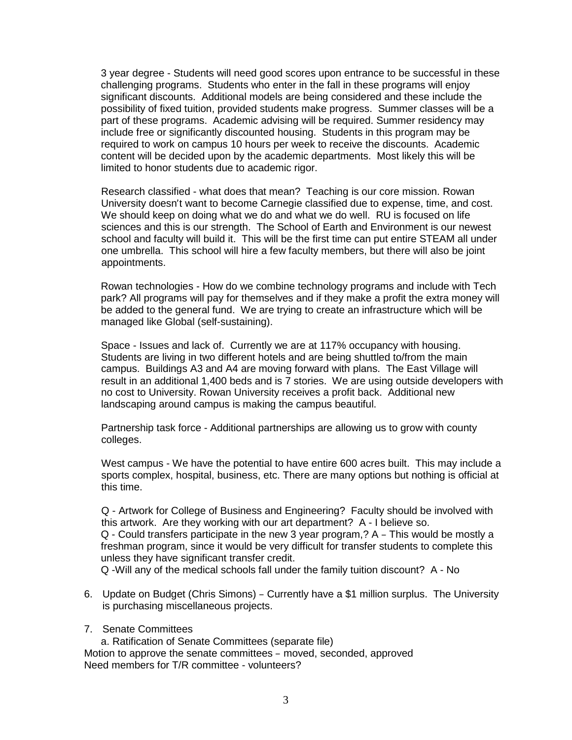3 year degree - Students will need good scores upon entrance to be successful in these challenging programs. Students who enter in the fall in these programs will enjoy significant discounts. Additional models are being considered and these include the possibility of fixed tuition, provided students make progress. Summer classes will be a part of these programs. Academic advising will be required. Summer residency may include free or significantly discounted housing. Students in this program may be required to work on campus 10 hours per week to receive the discounts. Academic content will be decided upon by the academic departments. Most likely this will be limited to honor students due to academic rigor.

Research classified - what does that mean? Teaching is our core mission. Rowan University doesn't want to become Carnegie classified due to expense, time, and cost. We should keep on doing what we do and what we do well. RU is focused on life sciences and this is our strength. The School of Earth and Environment is our newest school and faculty will build it. This will be the first time can put entire STEAM all under one umbrella. This school will hire a few faculty members, but there will also be joint appointments.

Rowan technologies - How do we combine technology programs and include with Tech park? All programs will pay for themselves and if they make a profit the extra money will be added to the general fund. We are trying to create an infrastructure which will be managed like Global (self-sustaining).

Space - Issues and lack of. Currently we are at 117% occupancy with housing. Students are living in two different hotels and are being shuttled to/from the main campus. Buildings A3 and A4 are moving forward with plans. The East Village will result in an additional 1,400 beds and is 7 stories. We are using outside developers with no cost to University. Rowan University receives a profit back. Additional new landscaping around campus is making the campus beautiful.

Partnership task force - Additional partnerships are allowing us to grow with county colleges.

West campus - We have the potential to have entire 600 acres built. This may include a sports complex, hospital, business, etc. There are many options but nothing is official at this time.

Q - Artwork for College of Business and Engineering? Faculty should be involved with this artwork. Are they working with our art department? A - I believe so.
Q - Could transfers participate in the new 3 year program,? A – This would be mostly a freshman program, since it would be very difficult for transfer students to complete this unless they have significant transfer credit.
Q -Will any of the medical schools fall under the family tuition discount? A - No

6. Update on Budget (Chris Simons) – Currently have a \$1 million surplus. The University is purchasing miscellaneous projects.

7. Senate Committees
   a. Ratification of Senate Committees (separate file)

Motion to approve the senate committees – moved, seconded, approved
Need members for T/R committee - volunteers?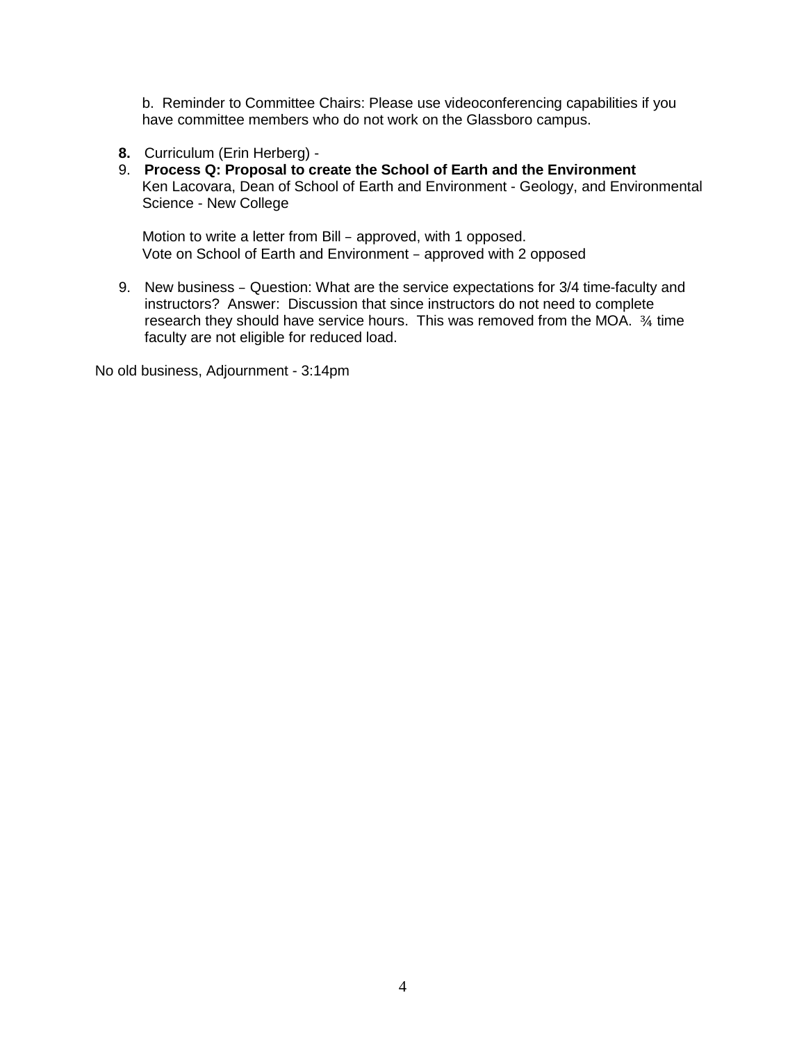b. Reminder to Committee Chairs: Please use videoconferencing capabilities if you have committee members who do not work on the Glassboro campus.

**8.** Curriculum (Erin Herberg) -

9. **Process Q: Proposal to create the School of Earth and the Environment**
   Ken Lacovara, Dean of School of Earth and Environment - Geology, and Environmental Science - New College

   Motion to write a letter from Bill – approved, with 1 opposed.
   Vote on School of Earth and Environment – approved with 2 opposed

9. New business – Question: What are the service expectations for 3/4 time-faculty and instructors? Answer: Discussion that since instructors do not need to complete research they should have service hours. This was removed from the MOA. ¾ time faculty are not eligible for reduced load.

No old business, Adjournment - 3:14pm